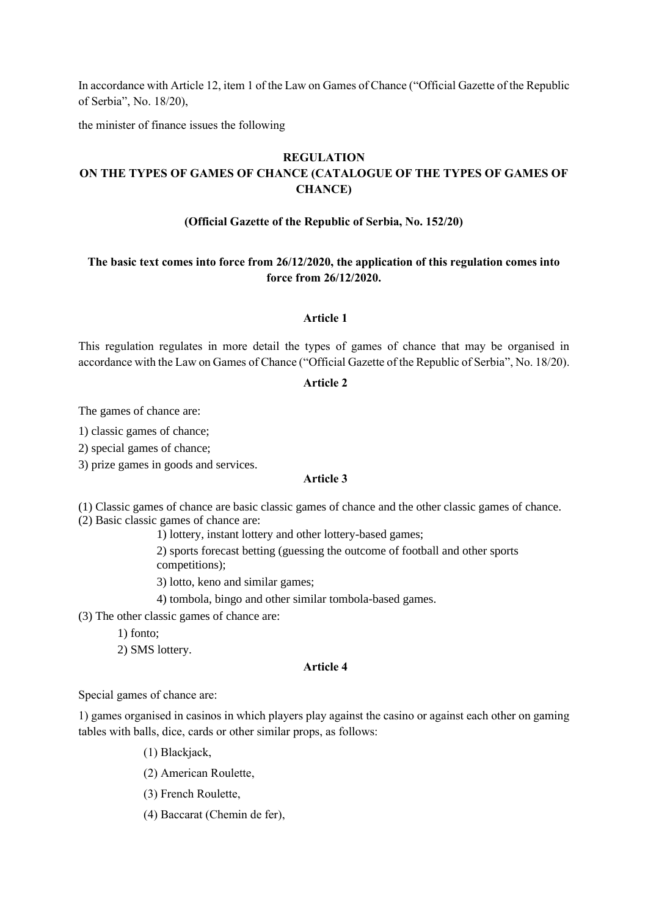In accordance with Article 12, item 1 of the Law on Games of Chance ("Official Gazette of the Republic of Serbia", No. 18/20),

the minister of finance issues the following

# REGULATION
# ON THE TYPES OF GAMES OF CHANCE (CATALOGUE OF THE TYPES OF GAMES OF CHANCE)

**(Official Gazette of the Republic of Serbia, No. 152/20)**

**The basic text comes into force from 26/12/2020, the application of this regulation comes into force from 26/12/2020.**

### Article 1

This regulation regulates in more detail the types of games of chance that may be organised in accordance with the Law on Games of Chance ("Official Gazette of the Republic of Serbia", No. 18/20).

### Article 2

The games of chance are:

1) classic games of chance;

2) special games of chance;

3) prize games in goods and services.

### Article 3

(1) Classic games of chance are basic classic games of chance and the other classic games of chance.

(2) Basic classic games of chance are:

1) lottery, instant lottery and other lottery-based games;

2) sports forecast betting (guessing the outcome of football and other sports competitions);

3) lotto, keno and similar games;

4) tombola, bingo and other similar tombola-based games.

(3) The other classic games of chance are:

1) fonto;

2) SMS lottery.

### Article 4

Special games of chance are:

1) games organised in casinos in which players play against the casino or against each other on gaming tables with balls, dice, cards or other similar props, as follows:

(1) Blackjack,

(2) American Roulette,

(3) French Roulette,

(4) Baccarat (Chemin de fer),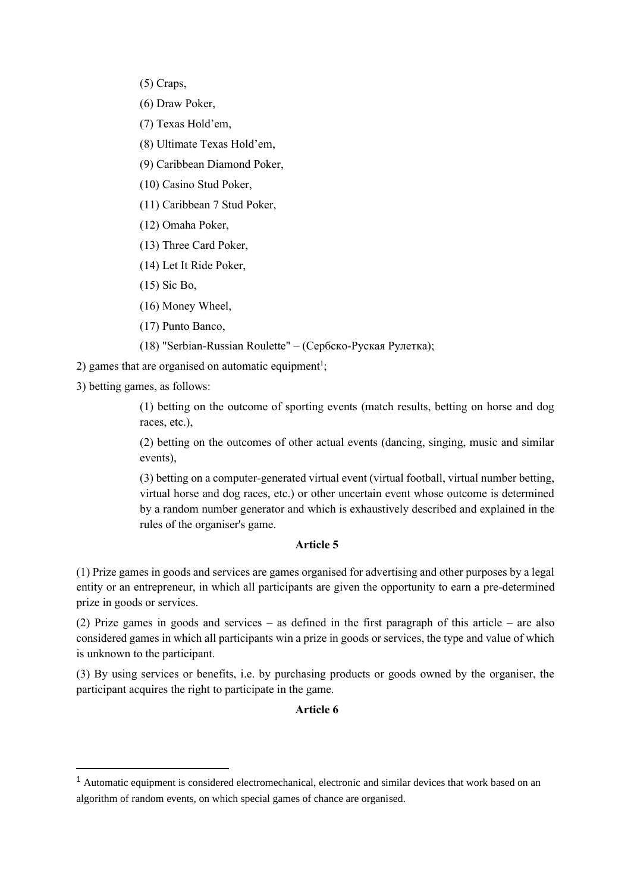(5) Craps,

(6) Draw Poker,

(7) Texas Hold'em,

(8) Ultimate Texas Hold'em,

(9) Caribbean Diamond Poker,

(10) Casino Stud Poker,

(11) Caribbean 7 Stud Poker,

(12) Omaha Poker,

(13) Three Card Poker,

(14) Let It Ride Poker,

(15) Sic Bo,

(16) Money Wheel,

(17) Punto Banco,

(18) "Serbian-Russian Roulette" – (Сербско-Руская Рулетка);

2) games that are organised on automatic equipment[1];

3) betting games, as follows:

(1) betting on the outcome of sporting events (match results, betting on horse and dog races, etc.),

(2) betting on the outcomes of other actual events (dancing, singing, music and similar events),

(3) betting on a computer-generated virtual event (virtual football, virtual number betting, virtual horse and dog races, etc.) or other uncertain event whose outcome is determined by a random number generator and which is exhaustively described and explained in the rules of the organiser's game.

**Article 5**

(1) Prize games in goods and services are games organised for advertising and other purposes by a legal entity or an entrepreneur, in which all participants are given the opportunity to earn a pre-determined prize in goods or services.

(2) Prize games in goods and services – as defined in the first paragraph of this article – are also considered games in which all participants win a prize in goods or services, the type and value of which is unknown to the participant.

(3) By using services or benefits, i.e. by purchasing products or goods owned by the organiser, the participant acquires the right to participate in the game.

**Article 6**

[1] Automatic equipment is considered electromechanical, electronic and similar devices that work based on an algorithm of random events, on which special games of chance are organised.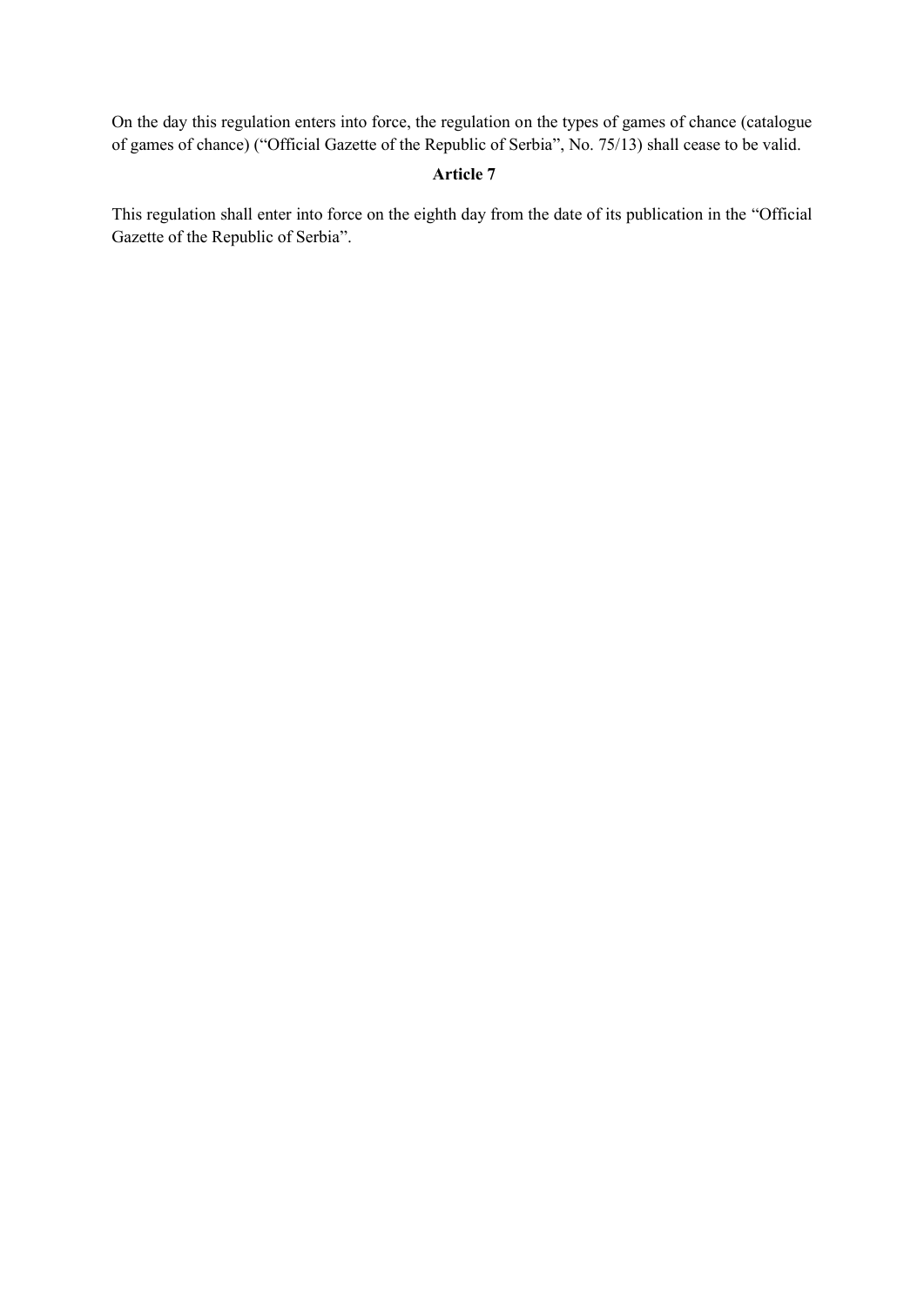On the day this regulation enters into force, the regulation on the types of games of chance (catalogue of games of chance) ("Official Gazette of the Republic of Serbia", No. 75/13) shall cease to be valid.

**Article 7**

This regulation shall enter into force on the eighth day from the date of its publication in the "Official Gazette of the Republic of Serbia".